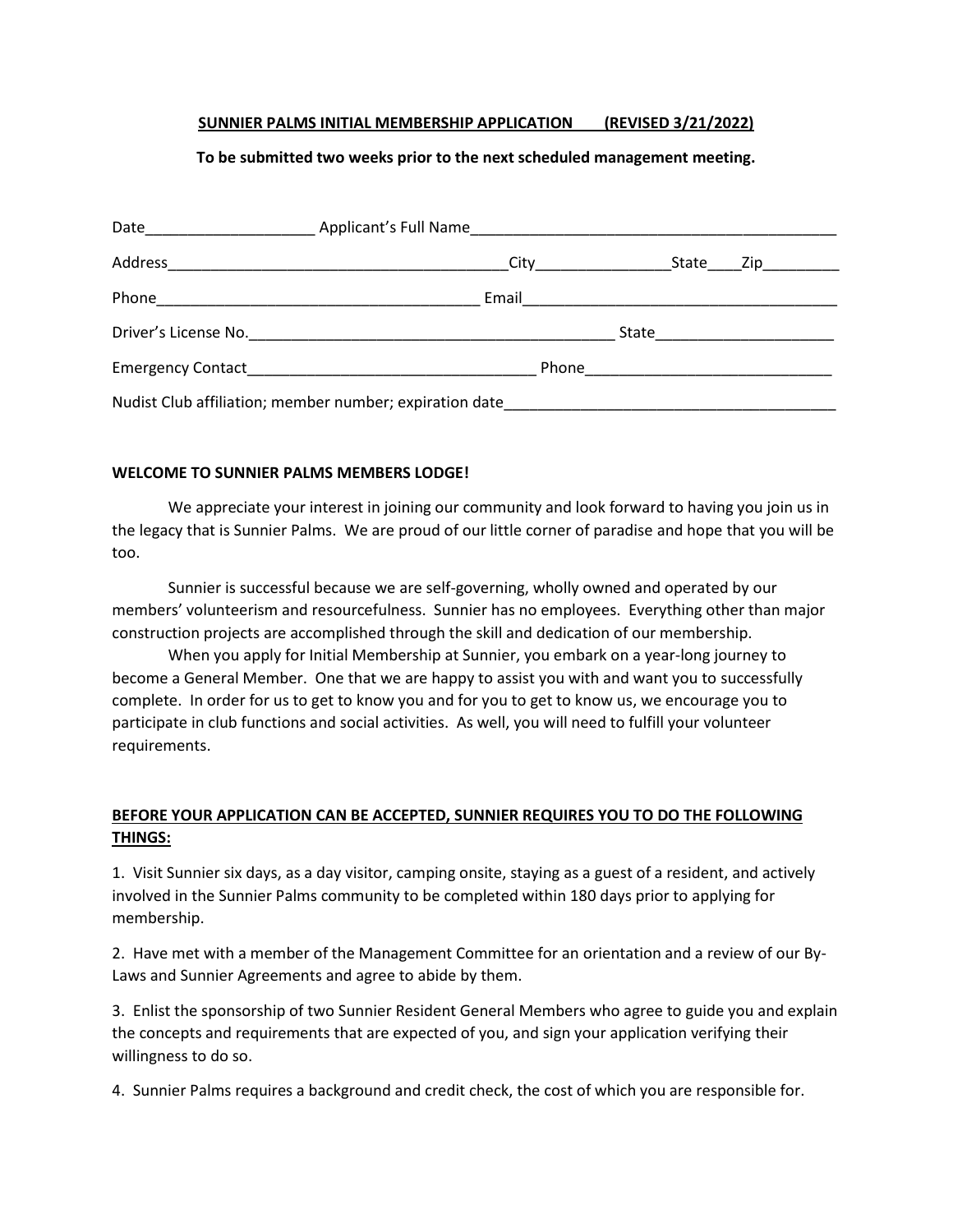**SUNNIER PALMS INITIAL MEMBERSHIP APPLICATION (REVISED 3/21/2022)**

**To be submitted two weeks prior to the next scheduled management meeting.**

Date____________________ Applicant's Full Name_____________________________________________

Address_________________________________________City________________State____Zip_________

Phone______________________________________ Email______________________________________

Driver's License No.____________________________________________ State_____________________

Emergency Contact__________________________________ Phone_____________________________

Nudist Club affiliation; member number; expiration date_______________________________________

**WELCOME TO SUNNIER PALMS MEMBERS LODGE!**

We appreciate your interest in joining our community and look forward to having you join us in the legacy that is Sunnier Palms. We are proud of our little corner of paradise and hope that you will be too.

Sunnier is successful because we are self-governing, wholly owned and operated by our members' volunteerism and resourcefulness. Sunnier has no employees. Everything other than major construction projects are accomplished through the skill and dedication of our membership.

When you apply for Initial Membership at Sunnier, you embark on a year-long journey to become a General Member. One that we are happy to assist you with and want you to successfully complete. In order for us to get to know you and for you to get to know us, we encourage you to participate in club functions and social activities. As well, you will need to fulfill your volunteer requirements.

**BEFORE YOUR APPLICATION CAN BE ACCEPTED, SUNNIER REQUIRES YOU TO DO THE FOLLOWING THINGS:**

1. Visit Sunnier six days, as a day visitor, camping onsite, staying as a guest of a resident, and actively involved in the Sunnier Palms community to be completed within 180 days prior to applying for membership.

2. Have met with a member of the Management Committee for an orientation and a review of our By-Laws and Sunnier Agreements and agree to abide by them.

3. Enlist the sponsorship of two Sunnier Resident General Members who agree to guide you and explain the concepts and requirements that are expected of you, and sign your application verifying their willingness to do so.

4. Sunnier Palms requires a background and credit check, the cost of which you are responsible for.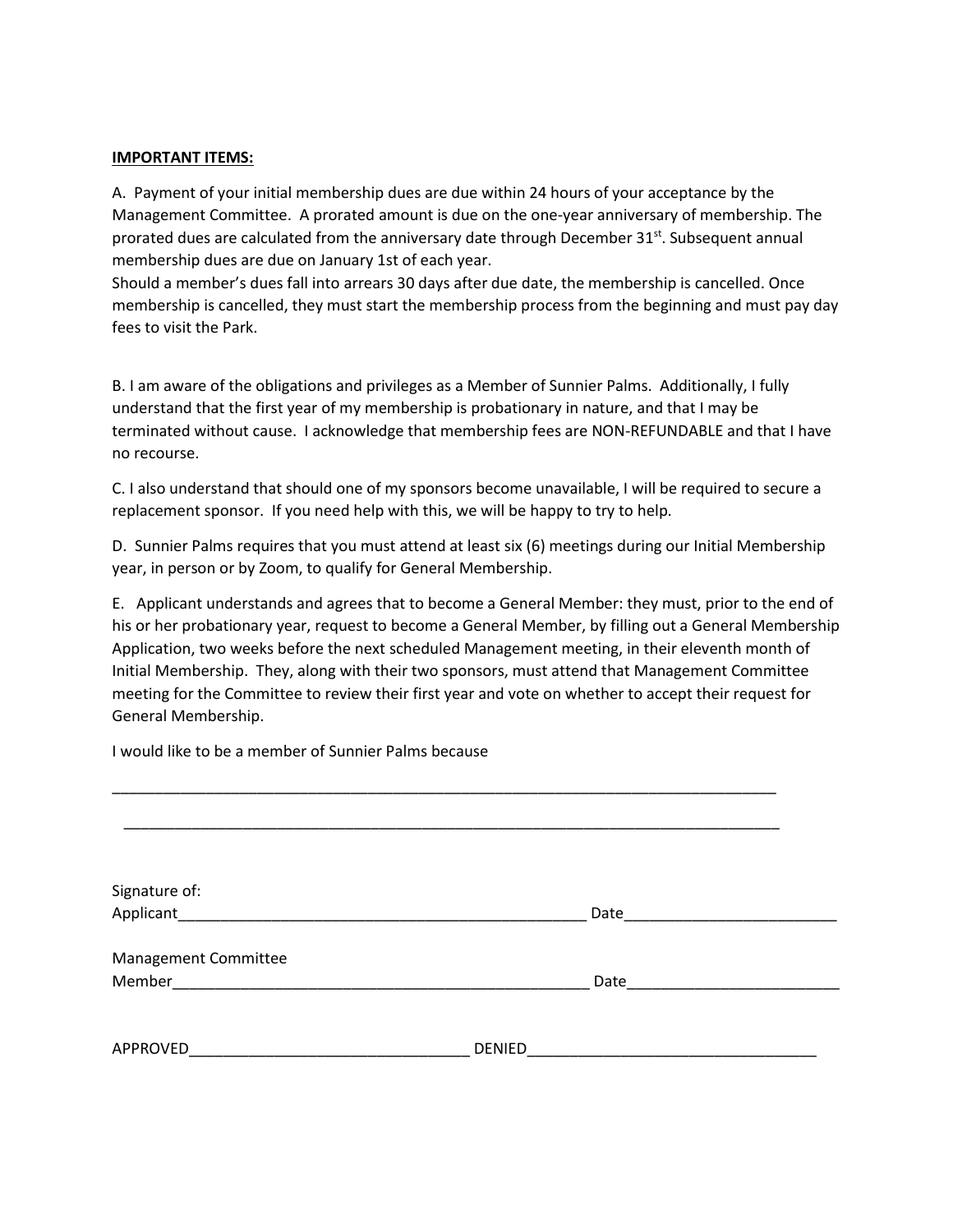**IMPORTANT ITEMS:**

A. Payment of your initial membership dues are due within 24 hours of your acceptance by the Management Committee. A prorated amount is due on the one-year anniversary of membership. The prorated dues are calculated from the anniversary date through December 31st. Subsequent annual membership dues are due on January 1st of each year.
Should a member's dues fall into arrears 30 days after due date, the membership is cancelled. Once membership is cancelled, they must start the membership process from the beginning and must pay day fees to visit the Park.

B. I am aware of the obligations and privileges as a Member of Sunnier Palms. Additionally, I fully understand that the first year of my membership is probationary in nature, and that I may be terminated without cause. I acknowledge that membership fees are NON-REFUNDABLE and that I have no recourse.

C. I also understand that should one of my sponsors become unavailable, I will be required to secure a replacement sponsor. If you need help with this, we will be happy to try to help.

D. Sunnier Palms requires that you must attend at least six (6) meetings during our Initial Membership year, in person or by Zoom, to qualify for General Membership.

E. Applicant understands and agrees that to become a General Member: they must, prior to the end of his or her probationary year, request to become a General Member, by filling out a General Membership Application, two weeks before the next scheduled Management meeting, in their eleventh month of Initial Membership. They, along with their two sponsors, must attend that Management Committee meeting for the Committee to review their first year and vote on whether to accept their request for General Membership.

I would like to be a member of Sunnier Palms because

_________________________________________________________________________________

_________________________________________________________________________________

Signature of:
Applicant__________________________________________________ Date_________________________

Management Committee
Member___________________________________________________ Date_________________________

APPROVED_________________________________ DENIED__________________________________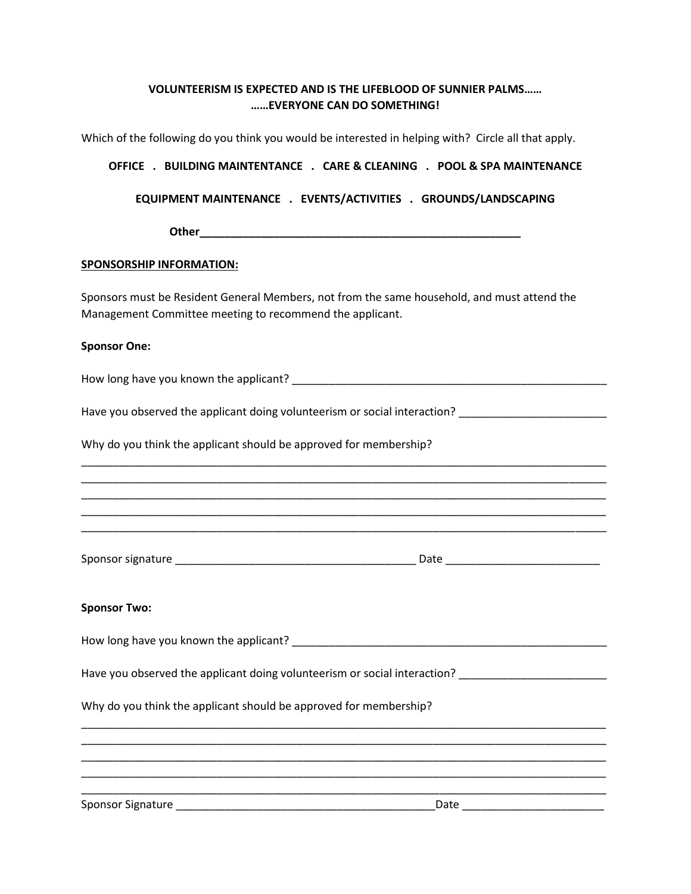**VOLUNTEERISM IS EXPECTED AND IS THE LIFEBLOOD OF SUNNIER PALMS……**
**……EVERYONE CAN DO SOMETHING!**

Which of the following do you think you would be interested in helping with? Circle all that apply.

**OFFICE . BUILDING MAINTENTANCE . CARE & CLEANING . POOL & SPA MAINTENANCE**

**EQUIPMENT MAINTENANCE . EVENTS/ACTIVITIES . GROUNDS/LANDSCAPING**

**Other______________________________________________________**

**SPONSORSHIP INFORMATION:**

Sponsors must be Resident General Members, not from the same household, and must attend the Management Committee meeting to recommend the applicant.

**Sponsor One:**

How long have you known the applicant? _____________________________________________________

Have you observed the applicant doing volunteerism or social interaction? ________________________

Why do you think the applicant should be approved for membership?

_____________________________________________________________________________________
_____________________________________________________________________________________
_____________________________________________________________________________________
_____________________________________________________________________________________
_____________________________________________________________________________________

Sponsor signature ________________________________________ Date _________________________

**Sponsor Two:**

How long have you known the applicant? _____________________________________________________

Have you observed the applicant doing volunteerism or social interaction? ________________________

Why do you think the applicant should be approved for membership?

_____________________________________________________________________________________
_____________________________________________________________________________________
_____________________________________________________________________________________
_____________________________________________________________________________________
_____________________________________________________________________________________

Sponsor Signature ___________________________________________Date _______________________